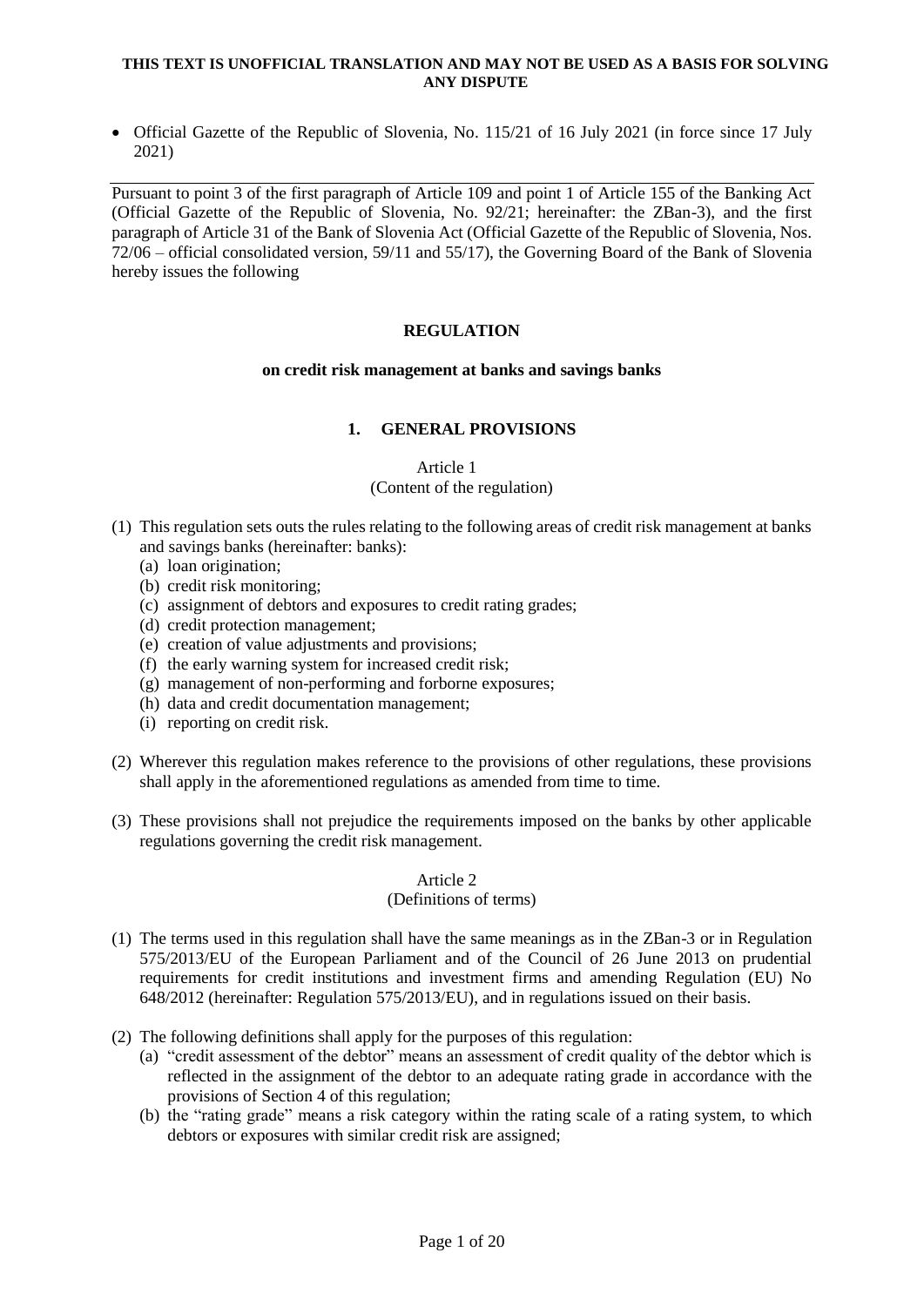**THIS TEXT IS UNOFFICIAL TRANSLATION AND MAY NOT BE USED AS A BASIS FOR SOLVING ANY DISPUTE**

- Official Gazette of the Republic of Slovenia, No. 115/21 of 16 July 2021 (in force since 17 July 2021)

---

Pursuant to point 3 of the first paragraph of Article 109 and point 1 of Article 155 of the Banking Act (Official Gazette of the Republic of Slovenia, No. 92/21; hereinafter: the ZBan-3), and the first paragraph of Article 31 of the Bank of Slovenia Act (Official Gazette of the Republic of Slovenia, Nos. 72/06 – official consolidated version, 59/11 and 55/17), the Governing Board of the Bank of Slovenia hereby issues the following

# REGULATION

## on credit risk management at banks and savings banks

## 1. GENERAL PROVISIONS

### Article 1
### (Content of the regulation)

(1) This regulation sets outs the rules relating to the following areas of credit risk management at banks and savings banks (hereinafter: banks):
   (a) loan origination;
   (b) credit risk monitoring;
   (c) assignment of debtors and exposures to credit rating grades;
   (d) credit protection management;
   (e) creation of value adjustments and provisions;
   (f) the early warning system for increased credit risk;
   (g) management of non-performing and forborne exposures;
   (h) data and credit documentation management;
   (i) reporting on credit risk.

(2) Wherever this regulation makes reference to the provisions of other regulations, these provisions shall apply in the aforementioned regulations as amended from time to time.

(3) These provisions shall not prejudice the requirements imposed on the banks by other applicable regulations governing the credit risk management.

### Article 2
### (Definitions of terms)

(1) The terms used in this regulation shall have the same meanings as in the ZBan-3 or in Regulation 575/2013/EU of the European Parliament and of the Council of 26 June 2013 on prudential requirements for credit institutions and investment firms and amending Regulation (EU) No 648/2012 (hereinafter: Regulation 575/2013/EU), and in regulations issued on their basis.

(2) The following definitions shall apply for the purposes of this regulation:
   (a) "credit assessment of the debtor" means an assessment of credit quality of the debtor which is reflected in the assignment of the debtor to an adequate rating grade in accordance with the provisions of Section 4 of this regulation;
   (b) the "rating grade" means a risk category within the rating scale of a rating system, to which debtors or exposures with similar credit risk are assigned;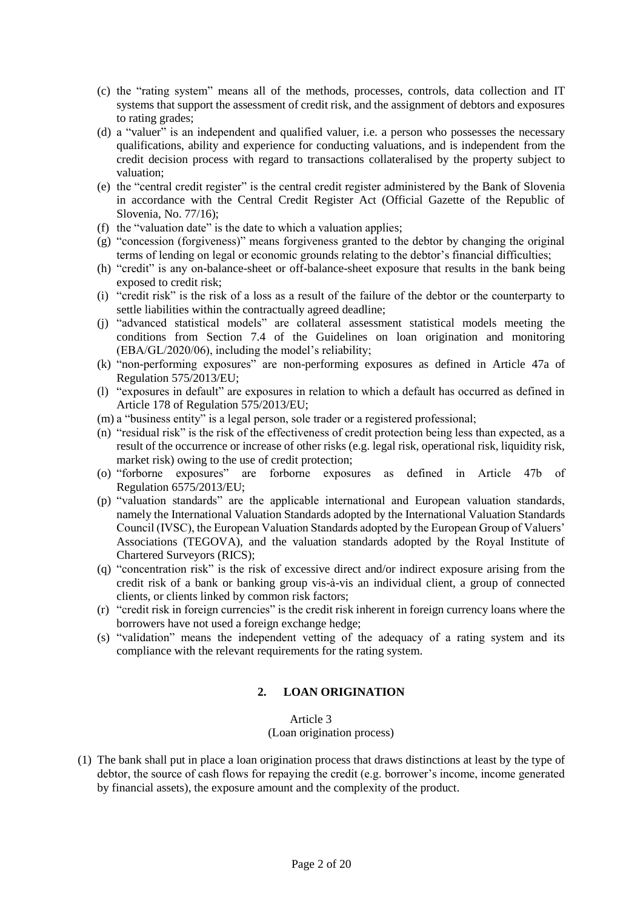(c) the "rating system" means all of the methods, processes, controls, data collection and IT systems that support the assessment of credit risk, and the assignment of debtors and exposures to rating grades;

(d) a "valuer" is an independent and qualified valuer, i.e. a person who possesses the necessary qualifications, ability and experience for conducting valuations, and is independent from the credit decision process with regard to transactions collateralised by the property subject to valuation;

(e) the "central credit register" is the central credit register administered by the Bank of Slovenia in accordance with the Central Credit Register Act (Official Gazette of the Republic of Slovenia, No. 77/16);

(f) the "valuation date" is the date to which a valuation applies;

(g) "concession (forgiveness)" means forgiveness granted to the debtor by changing the original terms of lending on legal or economic grounds relating to the debtor's financial difficulties;

(h) "credit" is any on-balance-sheet or off-balance-sheet exposure that results in the bank being exposed to credit risk;

(i) "credit risk" is the risk of a loss as a result of the failure of the debtor or the counterparty to settle liabilities within the contractually agreed deadline;

(j) "advanced statistical models" are collateral assessment statistical models meeting the conditions from Section 7.4 of the Guidelines on loan origination and monitoring (EBA/GL/2020/06), including the model's reliability;

(k) "non-performing exposures" are non-performing exposures as defined in Article 47a of Regulation 575/2013/EU;

(l) "exposures in default" are exposures in relation to which a default has occurred as defined in Article 178 of Regulation 575/2013/EU;

(m) a "business entity" is a legal person, sole trader or a registered professional;

(n) "residual risk" is the risk of the effectiveness of credit protection being less than expected, as a result of the occurrence or increase of other risks (e.g. legal risk, operational risk, liquidity risk, market risk) owing to the use of credit protection;

(o) "forborne exposures" are forborne exposures as defined in Article 47b of Regulation 6575/2013/EU;

(p) "valuation standards" are the applicable international and European valuation standards, namely the International Valuation Standards adopted by the International Valuation Standards Council (IVSC), the European Valuation Standards adopted by the European Group of Valuers' Associations (TEGOVA), and the valuation standards adopted by the Royal Institute of Chartered Surveyors (RICS);

(q) "concentration risk" is the risk of excessive direct and/or indirect exposure arising from the credit risk of a bank or banking group vis-à-vis an individual client, a group of connected clients, or clients linked by common risk factors;

(r) "credit risk in foreign currencies" is the credit risk inherent in foreign currency loans where the borrowers have not used a foreign exchange hedge;

(s) "validation" means the independent vetting of the adequacy of a rating system and its compliance with the relevant requirements for the rating system.

## 2. LOAN ORIGINATION

Article 3
(Loan origination process)

(1) The bank shall put in place a loan origination process that draws distinctions at least by the type of debtor, the source of cash flows for repaying the credit (e.g. borrower's income, income generated by financial assets), the exposure amount and the complexity of the product.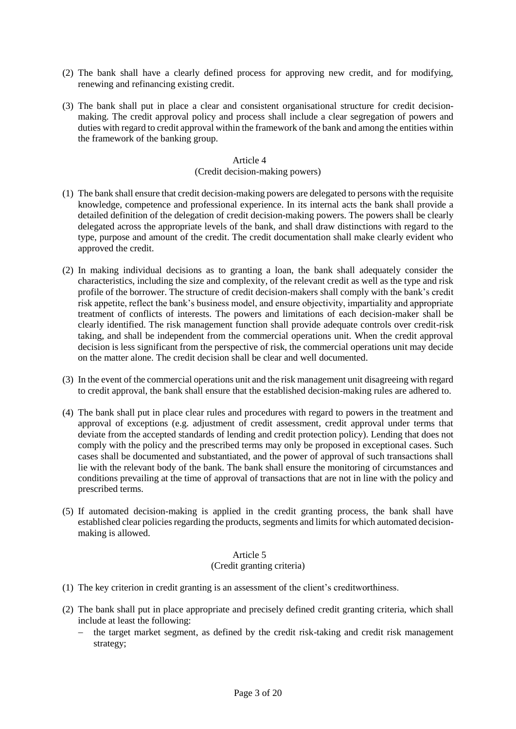(2) The bank shall have a clearly defined process for approving new credit, and for modifying, renewing and refinancing existing credit.

(3) The bank shall put in place a clear and consistent organisational structure for credit decision-making. The credit approval policy and process shall include a clear segregation of powers and duties with regard to credit approval within the framework of the bank and among the entities within the framework of the banking group.

### Article 4
### (Credit decision-making powers)

(1) The bank shall ensure that credit decision-making powers are delegated to persons with the requisite knowledge, competence and professional experience. In its internal acts the bank shall provide a detailed definition of the delegation of credit decision-making powers. The powers shall be clearly delegated across the appropriate levels of the bank, and shall draw distinctions with regard to the type, purpose and amount of the credit. The credit documentation shall make clearly evident who approved the credit.

(2) In making individual decisions as to granting a loan, the bank shall adequately consider the characteristics, including the size and complexity, of the relevant credit as well as the type and risk profile of the borrower. The structure of credit decision-makers shall comply with the bank's credit risk appetite, reflect the bank's business model, and ensure objectivity, impartiality and appropriate treatment of conflicts of interests. The powers and limitations of each decision-maker shall be clearly identified. The risk management function shall provide adequate controls over credit-risk taking, and shall be independent from the commercial operations unit. When the credit approval decision is less significant from the perspective of risk, the commercial operations unit may decide on the matter alone. The credit decision shall be clear and well documented.

(3) In the event of the commercial operations unit and the risk management unit disagreeing with regard to credit approval, the bank shall ensure that the established decision-making rules are adhered to.

(4) The bank shall put in place clear rules and procedures with regard to powers in the treatment and approval of exceptions (e.g. adjustment of credit assessment, credit approval under terms that deviate from the accepted standards of lending and credit protection policy). Lending that does not comply with the policy and the prescribed terms may only be proposed in exceptional cases. Such cases shall be documented and substantiated, and the power of approval of such transactions shall lie with the relevant body of the bank. The bank shall ensure the monitoring of circumstances and conditions prevailing at the time of approval of transactions that are not in line with the policy and prescribed terms.

(5) If automated decision-making is applied in the credit granting process, the bank shall have established clear policies regarding the products, segments and limits for which automated decision-making is allowed.

### Article 5
### (Credit granting criteria)

(1) The key criterion in credit granting is an assessment of the client's creditworthiness.

(2) The bank shall put in place appropriate and precisely defined credit granting criteria, which shall include at least the following:

- the target market segment, as defined by the credit risk-taking and credit risk management strategy;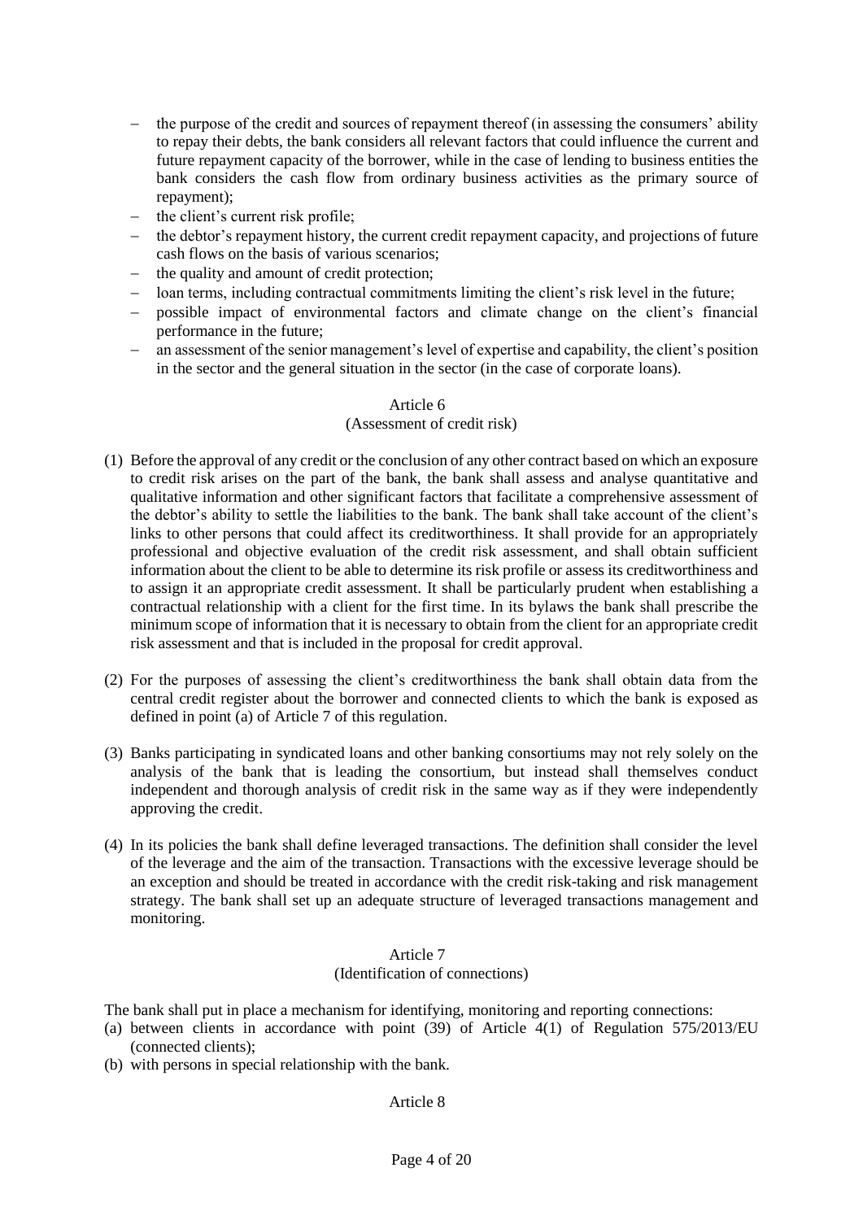- the purpose of the credit and sources of repayment thereof (in assessing the consumers' ability to repay their debts, the bank considers all relevant factors that could influence the current and future repayment capacity of the borrower, while in the case of lending to business entities the bank considers the cash flow from ordinary business activities as the primary source of repayment);
- the client's current risk profile;
- the debtor's repayment history, the current credit repayment capacity, and projections of future cash flows on the basis of various scenarios;
- the quality and amount of credit protection;
- loan terms, including contractual commitments limiting the client's risk level in the future;
- possible impact of environmental factors and climate change on the client's financial performance in the future;
- an assessment of the senior management's level of expertise and capability, the client's position in the sector and the general situation in the sector (in the case of corporate loans).

### Article 6
### (Assessment of credit risk)

(1) Before the approval of any credit or the conclusion of any other contract based on which an exposure to credit risk arises on the part of the bank, the bank shall assess and analyse quantitative and qualitative information and other significant factors that facilitate a comprehensive assessment of the debtor's ability to settle the liabilities to the bank. The bank shall take account of the client's links to other persons that could affect its creditworthiness. It shall provide for an appropriately professional and objective evaluation of the credit risk assessment, and shall obtain sufficient information about the client to be able to determine its risk profile or assess its creditworthiness and to assign it an appropriate credit assessment. It shall be particularly prudent when establishing a contractual relationship with a client for the first time. In its bylaws the bank shall prescribe the minimum scope of information that it is necessary to obtain from the client for an appropriate credit risk assessment and that is included in the proposal for credit approval.

(2) For the purposes of assessing the client's creditworthiness the bank shall obtain data from the central credit register about the borrower and connected clients to which the bank is exposed as defined in point (a) of Article 7 of this regulation.

(3) Banks participating in syndicated loans and other banking consortiums may not rely solely on the analysis of the bank that is leading the consortium, but instead shall themselves conduct independent and thorough analysis of credit risk in the same way as if they were independently approving the credit.

(4) In its policies the bank shall define leveraged transactions. The definition shall consider the level of the leverage and the aim of the transaction. Transactions with the excessive leverage should be an exception and should be treated in accordance with the credit risk-taking and risk management strategy. The bank shall set up an adequate structure of leveraged transactions management and monitoring.

### Article 7
### (Identification of connections)

The bank shall put in place a mechanism for identifying, monitoring and reporting connections:

(a) between clients in accordance with point (39) of Article 4(1) of Regulation 575/2013/EU (connected clients);

(b) with persons in special relationship with the bank.

### Article 8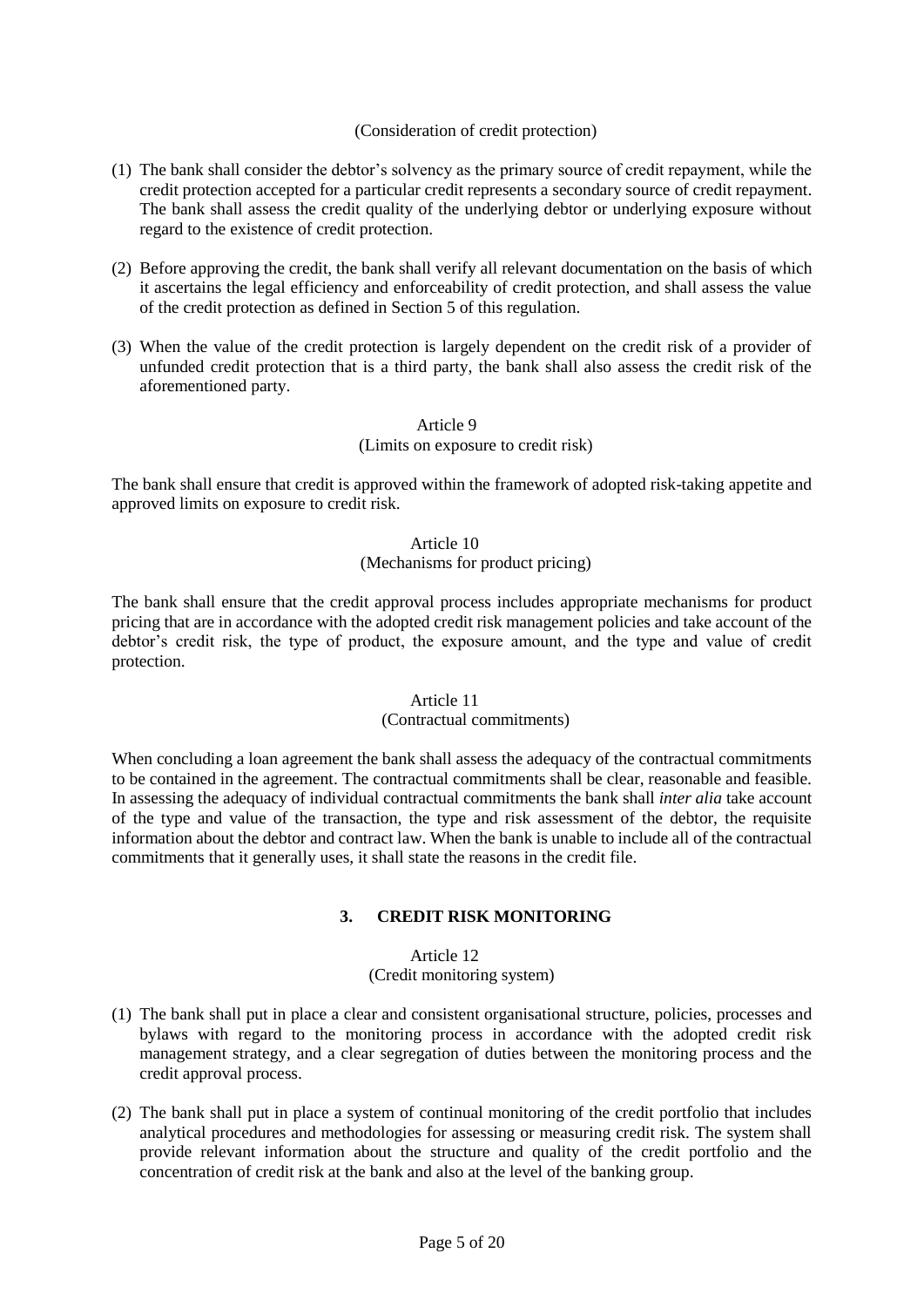(Consideration of credit protection)

(1) The bank shall consider the debtor's solvency as the primary source of credit repayment, while the credit protection accepted for a particular credit represents a secondary source of credit repayment. The bank shall assess the credit quality of the underlying debtor or underlying exposure without regard to the existence of credit protection.

(2) Before approving the credit, the bank shall verify all relevant documentation on the basis of which it ascertains the legal efficiency and enforceability of credit protection, and shall assess the value of the credit protection as defined in Section 5 of this regulation.

(3) When the value of the credit protection is largely dependent on the credit risk of a provider of unfunded credit protection that is a third party, the bank shall also assess the credit risk of the aforementioned party.

Article 9
(Limits on exposure to credit risk)

The bank shall ensure that credit is approved within the framework of adopted risk-taking appetite and approved limits on exposure to credit risk.

Article 10
(Mechanisms for product pricing)

The bank shall ensure that the credit approval process includes appropriate mechanisms for product pricing that are in accordance with the adopted credit risk management policies and take account of the debtor's credit risk, the type of product, the exposure amount, and the type and value of credit protection.

Article 11
(Contractual commitments)

When concluding a loan agreement the bank shall assess the adequacy of the contractual commitments to be contained in the agreement. The contractual commitments shall be clear, reasonable and feasible. In assessing the adequacy of individual contractual commitments the bank shall *inter alia* take account of the type and value of the transaction, the type and risk assessment of the debtor, the requisite information about the debtor and contract law. When the bank is unable to include all of the contractual commitments that it generally uses, it shall state the reasons in the credit file.

## 3. CREDIT RISK MONITORING

Article 12
(Credit monitoring system)

(1) The bank shall put in place a clear and consistent organisational structure, policies, processes and bylaws with regard to the monitoring process in accordance with the adopted credit risk management strategy, and a clear segregation of duties between the monitoring process and the credit approval process.

(2) The bank shall put in place a system of continual monitoring of the credit portfolio that includes analytical procedures and methodologies for assessing or measuring credit risk. The system shall provide relevant information about the structure and quality of the credit portfolio and the concentration of credit risk at the bank and also at the level of the banking group.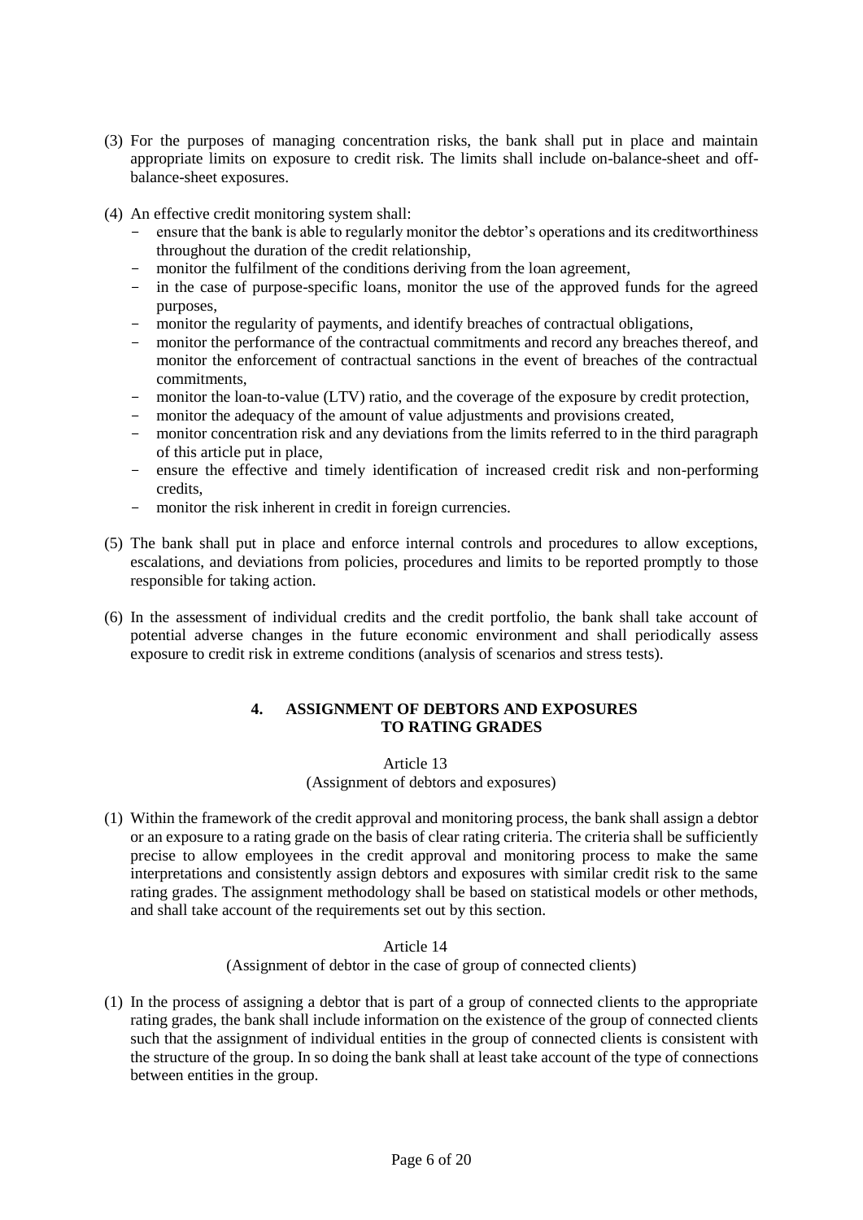(3) For the purposes of managing concentration risks, the bank shall put in place and maintain appropriate limits on exposure to credit risk. The limits shall include on-balance-sheet and off-balance-sheet exposures.

(4) An effective credit monitoring system shall:
- ensure that the bank is able to regularly monitor the debtor's operations and its creditworthiness throughout the duration of the credit relationship,
- monitor the fulfilment of the conditions deriving from the loan agreement,
- in the case of purpose-specific loans, monitor the use of the approved funds for the agreed purposes,
- monitor the regularity of payments, and identify breaches of contractual obligations,
- monitor the performance of the contractual commitments and record any breaches thereof, and monitor the enforcement of contractual sanctions in the event of breaches of the contractual commitments,
- monitor the loan-to-value (LTV) ratio, and the coverage of the exposure by credit protection,
- monitor the adequacy of the amount of value adjustments and provisions created,
- monitor concentration risk and any deviations from the limits referred to in the third paragraph of this article put in place,
- ensure the effective and timely identification of increased credit risk and non-performing credits,
- monitor the risk inherent in credit in foreign currencies.

(5) The bank shall put in place and enforce internal controls and procedures to allow exceptions, escalations, and deviations from policies, procedures and limits to be reported promptly to those responsible for taking action.

(6) In the assessment of individual credits and the credit portfolio, the bank shall take account of potential adverse changes in the future economic environment and shall periodically assess exposure to credit risk in extreme conditions (analysis of scenarios and stress tests).

## 4. ASSIGNMENT OF DEBTORS AND EXPOSURES TO RATING GRADES

### Article 13
(Assignment of debtors and exposures)

(1) Within the framework of the credit approval and monitoring process, the bank shall assign a debtor or an exposure to a rating grade on the basis of clear rating criteria. The criteria shall be sufficiently precise to allow employees in the credit approval and monitoring process to make the same interpretations and consistently assign debtors and exposures with similar credit risk to the same rating grades. The assignment methodology shall be based on statistical models or other methods, and shall take account of the requirements set out by this section.

### Article 14
(Assignment of debtor in the case of group of connected clients)

(1) In the process of assigning a debtor that is part of a group of connected clients to the appropriate rating grades, the bank shall include information on the existence of the group of connected clients such that the assignment of individual entities in the group of connected clients is consistent with the structure of the group. In so doing the bank shall at least take account of the type of connections between entities in the group.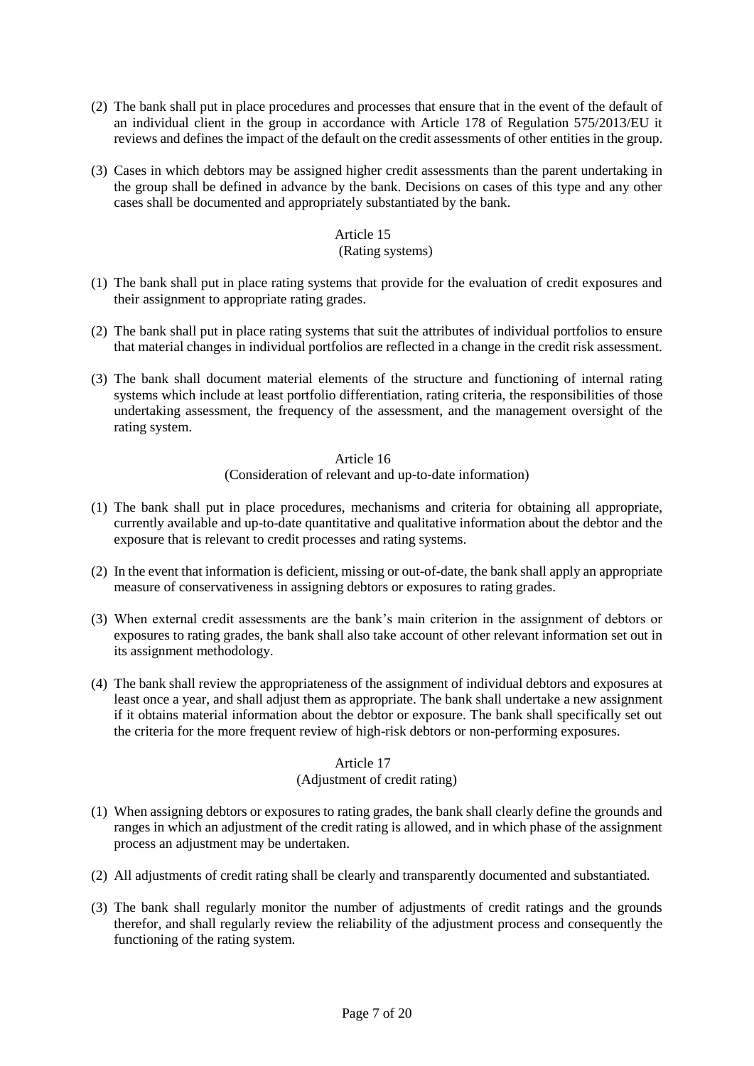(2) The bank shall put in place procedures and processes that ensure that in the event of the default of an individual client in the group in accordance with Article 178 of Regulation 575/2013/EU it reviews and defines the impact of the default on the credit assessments of other entities in the group.

(3) Cases in which debtors may be assigned higher credit assessments than the parent undertaking in the group shall be defined in advance by the bank. Decisions on cases of this type and any other cases shall be documented and appropriately substantiated by the bank.

### Article 15
### (Rating systems)

(1) The bank shall put in place rating systems that provide for the evaluation of credit exposures and their assignment to appropriate rating grades.

(2) The bank shall put in place rating systems that suit the attributes of individual portfolios to ensure that material changes in individual portfolios are reflected in a change in the credit risk assessment.

(3) The bank shall document material elements of the structure and functioning of internal rating systems which include at least portfolio differentiation, rating criteria, the responsibilities of those undertaking assessment, the frequency of the assessment, and the management oversight of the rating system.

### Article 16
### (Consideration of relevant and up-to-date information)

(1) The bank shall put in place procedures, mechanisms and criteria for obtaining all appropriate, currently available and up-to-date quantitative and qualitative information about the debtor and the exposure that is relevant to credit processes and rating systems.

(2) In the event that information is deficient, missing or out-of-date, the bank shall apply an appropriate measure of conservativeness in assigning debtors or exposures to rating grades.

(3) When external credit assessments are the bank's main criterion in the assignment of debtors or exposures to rating grades, the bank shall also take account of other relevant information set out in its assignment methodology.

(4) The bank shall review the appropriateness of the assignment of individual debtors and exposures at least once a year, and shall adjust them as appropriate. The bank shall undertake a new assignment if it obtains material information about the debtor or exposure. The bank shall specifically set out the criteria for the more frequent review of high-risk debtors or non-performing exposures.

### Article 17
### (Adjustment of credit rating)

(1) When assigning debtors or exposures to rating grades, the bank shall clearly define the grounds and ranges in which an adjustment of the credit rating is allowed, and in which phase of the assignment process an adjustment may be undertaken.

(2) All adjustments of credit rating shall be clearly and transparently documented and substantiated.

(3) The bank shall regularly monitor the number of adjustments of credit ratings and the grounds therefor, and shall regularly review the reliability of the adjustment process and consequently the functioning of the rating system.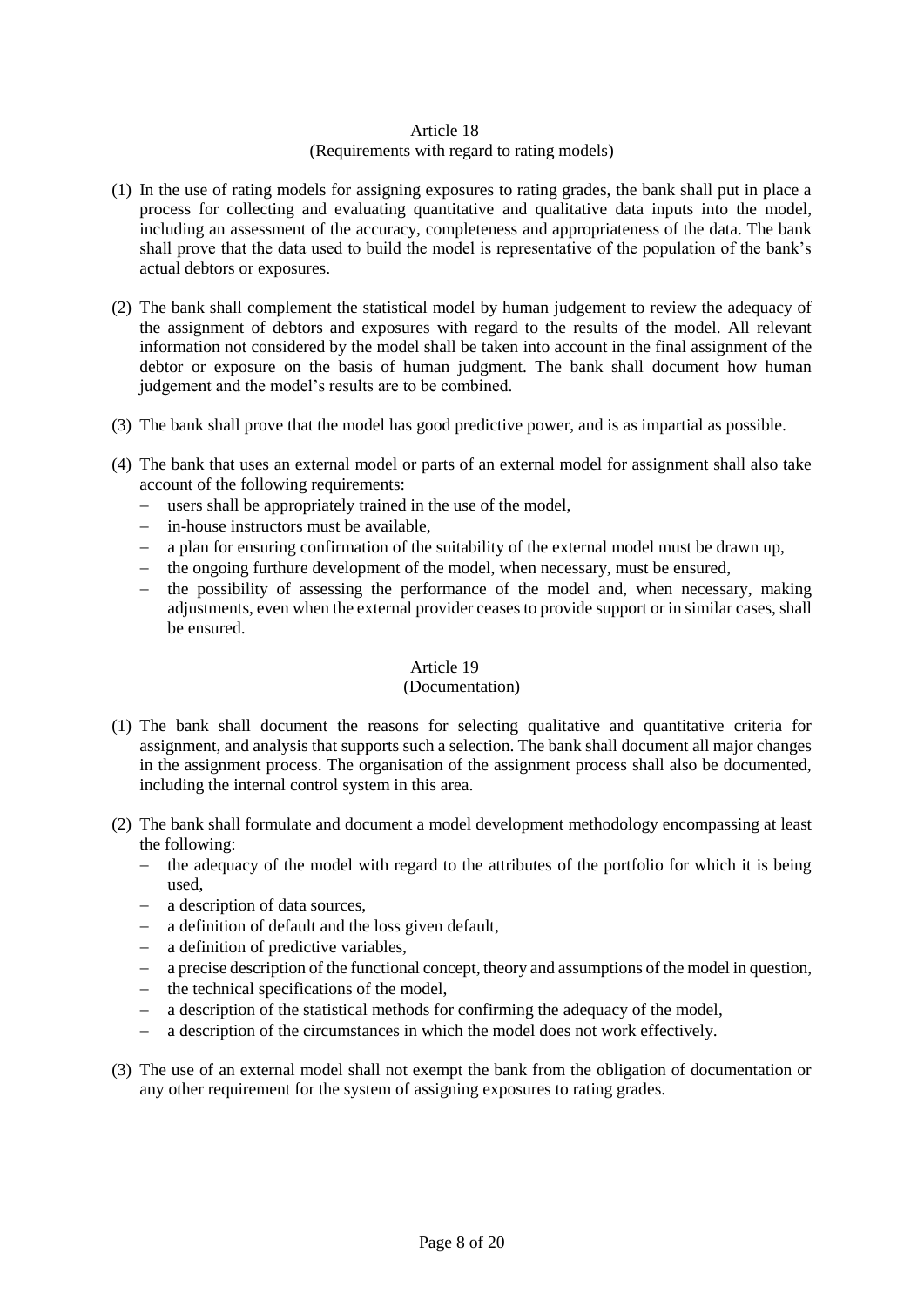Article 18
(Requirements with regard to rating models)

(1) In the use of rating models for assigning exposures to rating grades, the bank shall put in place a process for collecting and evaluating quantitative and qualitative data inputs into the model, including an assessment of the accuracy, completeness and appropriateness of the data. The bank shall prove that the data used to build the model is representative of the population of the bank's actual debtors or exposures.

(2) The bank shall complement the statistical model by human judgement to review the adequacy of the assignment of debtors and exposures with regard to the results of the model. All relevant information not considered by the model shall be taken into account in the final assignment of the debtor or exposure on the basis of human judgment. The bank shall document how human judgement and the model's results are to be combined.

(3) The bank shall prove that the model has good predictive power, and is as impartial as possible.

(4) The bank that uses an external model or parts of an external model for assignment shall also take account of the following requirements:
   - users shall be appropriately trained in the use of the model,
   - in-house instructors must be available,
   - a plan for ensuring confirmation of the suitability of the external model must be drawn up,
   - the ongoing furthure development of the model, when necessary, must be ensured,
   - the possibility of assessing the performance of the model and, when necessary, making adjustments, even when the external provider ceases to provide support or in similar cases, shall be ensured.

Article 19
(Documentation)

(1) The bank shall document the reasons for selecting qualitative and quantitative criteria for assignment, and analysis that supports such a selection. The bank shall document all major changes in the assignment process. The organisation of the assignment process shall also be documented, including the internal control system in this area.

(2) The bank shall formulate and document a model development methodology encompassing at least the following:
   - the adequacy of the model with regard to the attributes of the portfolio for which it is being used,
   - a description of data sources,
   - a definition of default and the loss given default,
   - a definition of predictive variables,
   - a precise description of the functional concept, theory and assumptions of the model in question,
   - the technical specifications of the model,
   - a description of the statistical methods for confirming the adequacy of the model,
   - a description of the circumstances in which the model does not work effectively.

(3) The use of an external model shall not exempt the bank from the obligation of documentation or any other requirement for the system of assigning exposures to rating grades.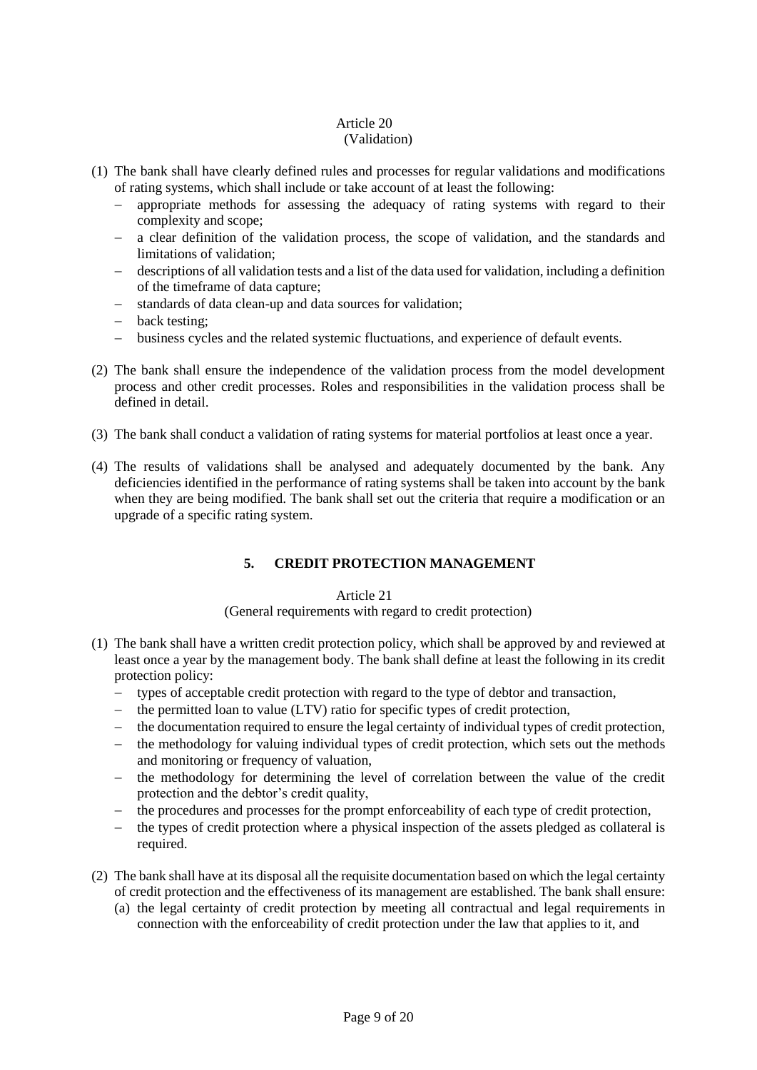Article 20
(Validation)

(1) The bank shall have clearly defined rules and processes for regular validations and modifications of rating systems, which shall include or take account of at least the following:
   - appropriate methods for assessing the adequacy of rating systems with regard to their complexity and scope;
   - a clear definition of the validation process, the scope of validation, and the standards and limitations of validation;
   - descriptions of all validation tests and a list of the data used for validation, including a definition of the timeframe of data capture;
   - standards of data clean-up and data sources for validation;
   - back testing;
   - business cycles and the related systemic fluctuations, and experience of default events.

(2) The bank shall ensure the independence of the validation process from the model development process and other credit processes. Roles and responsibilities in the validation process shall be defined in detail.

(3) The bank shall conduct a validation of rating systems for material portfolios at least once a year.

(4) The results of validations shall be analysed and adequately documented by the bank. Any deficiencies identified in the performance of rating systems shall be taken into account by the bank when they are being modified. The bank shall set out the criteria that require a modification or an upgrade of a specific rating system.

## 5. CREDIT PROTECTION MANAGEMENT

Article 21
(General requirements with regard to credit protection)

(1) The bank shall have a written credit protection policy, which shall be approved by and reviewed at least once a year by the management body. The bank shall define at least the following in its credit protection policy:
   - types of acceptable credit protection with regard to the type of debtor and transaction,
   - the permitted loan to value (LTV) ratio for specific types of credit protection,
   - the documentation required to ensure the legal certainty of individual types of credit protection,
   - the methodology for valuing individual types of credit protection, which sets out the methods and monitoring or frequency of valuation,
   - the methodology for determining the level of correlation between the value of the credit protection and the debtor's credit quality,
   - the procedures and processes for the prompt enforceability of each type of credit protection,
   - the types of credit protection where a physical inspection of the assets pledged as collateral is required.

(2) The bank shall have at its disposal all the requisite documentation based on which the legal certainty of credit protection and the effectiveness of its management are established. The bank shall ensure:
   (a) the legal certainty of credit protection by meeting all contractual and legal requirements in connection with the enforceability of credit protection under the law that applies to it, and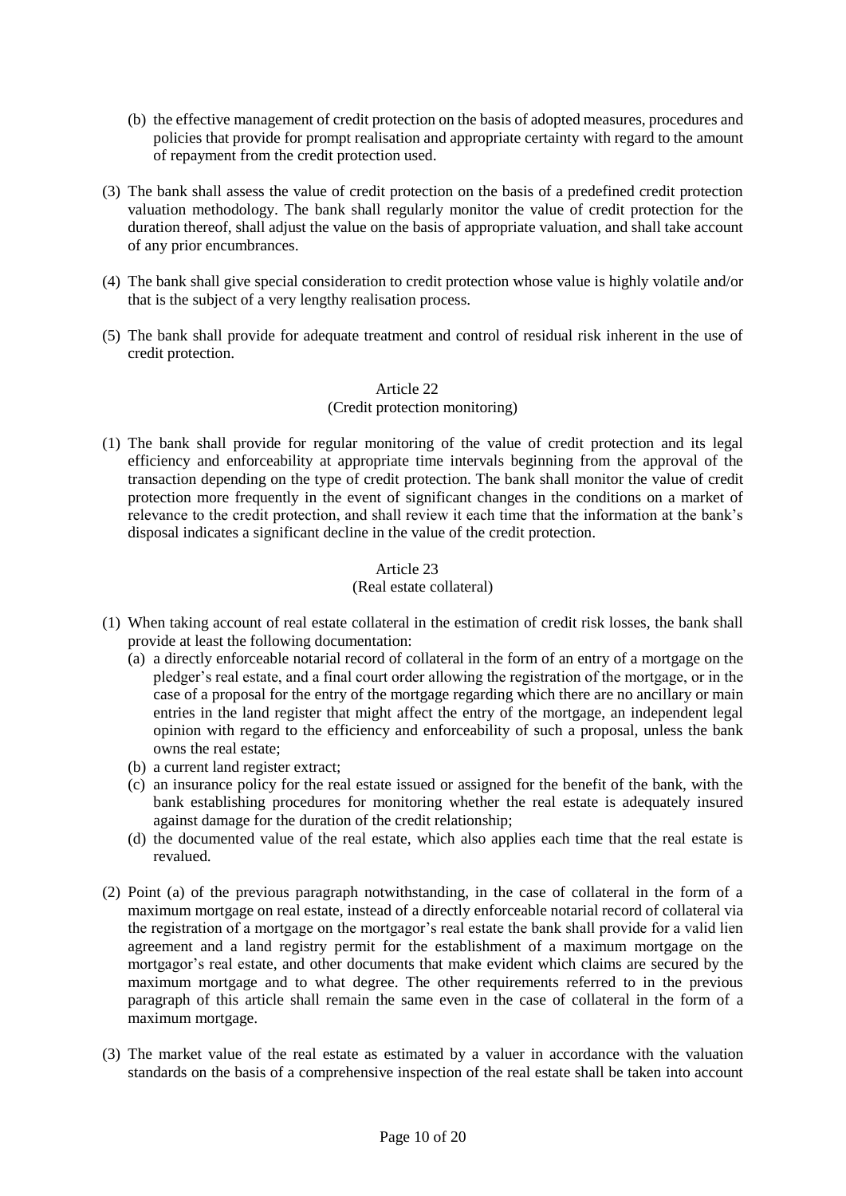(b) the effective management of credit protection on the basis of adopted measures, procedures and policies that provide for prompt realisation and appropriate certainty with regard to the amount of repayment from the credit protection used.

(3) The bank shall assess the value of credit protection on the basis of a predefined credit protection valuation methodology. The bank shall regularly monitor the value of credit protection for the duration thereof, shall adjust the value on the basis of appropriate valuation, and shall take account of any prior encumbrances.

(4) The bank shall give special consideration to credit protection whose value is highly volatile and/or that is the subject of a very lengthy realisation process.

(5) The bank shall provide for adequate treatment and control of residual risk inherent in the use of credit protection.

### Article 22
### (Credit protection monitoring)

(1) The bank shall provide for regular monitoring of the value of credit protection and its legal efficiency and enforceability at appropriate time intervals beginning from the approval of the transaction depending on the type of credit protection. The bank shall monitor the value of credit protection more frequently in the event of significant changes in the conditions on a market of relevance to the credit protection, and shall review it each time that the information at the bank's disposal indicates a significant decline in the value of the credit protection.

### Article 23
### (Real estate collateral)

(1) When taking account of real estate collateral in the estimation of credit risk losses, the bank shall provide at least the following documentation:
   (a) a directly enforceable notarial record of collateral in the form of an entry of a mortgage on the pledger's real estate, and a final court order allowing the registration of the mortgage, or in the case of a proposal for the entry of the mortgage regarding which there are no ancillary or main entries in the land register that might affect the entry of the mortgage, an independent legal opinion with regard to the efficiency and enforceability of such a proposal, unless the bank owns the real estate;
   (b) a current land register extract;
   (c) an insurance policy for the real estate issued or assigned for the benefit of the bank, with the bank establishing procedures for monitoring whether the real estate is adequately insured against damage for the duration of the credit relationship;
   (d) the documented value of the real estate, which also applies each time that the real estate is revalued.

(2) Point (a) of the previous paragraph notwithstanding, in the case of collateral in the form of a maximum mortgage on real estate, instead of a directly enforceable notarial record of collateral via the registration of a mortgage on the mortgagor's real estate the bank shall provide for a valid lien agreement and a land registry permit for the establishment of a maximum mortgage on the mortgagor's real estate, and other documents that make evident which claims are secured by the maximum mortgage and to what degree. The other requirements referred to in the previous paragraph of this article shall remain the same even in the case of collateral in the form of a maximum mortgage.

(3) The market value of the real estate as estimated by a valuer in accordance with the valuation standards on the basis of a comprehensive inspection of the real estate shall be taken into account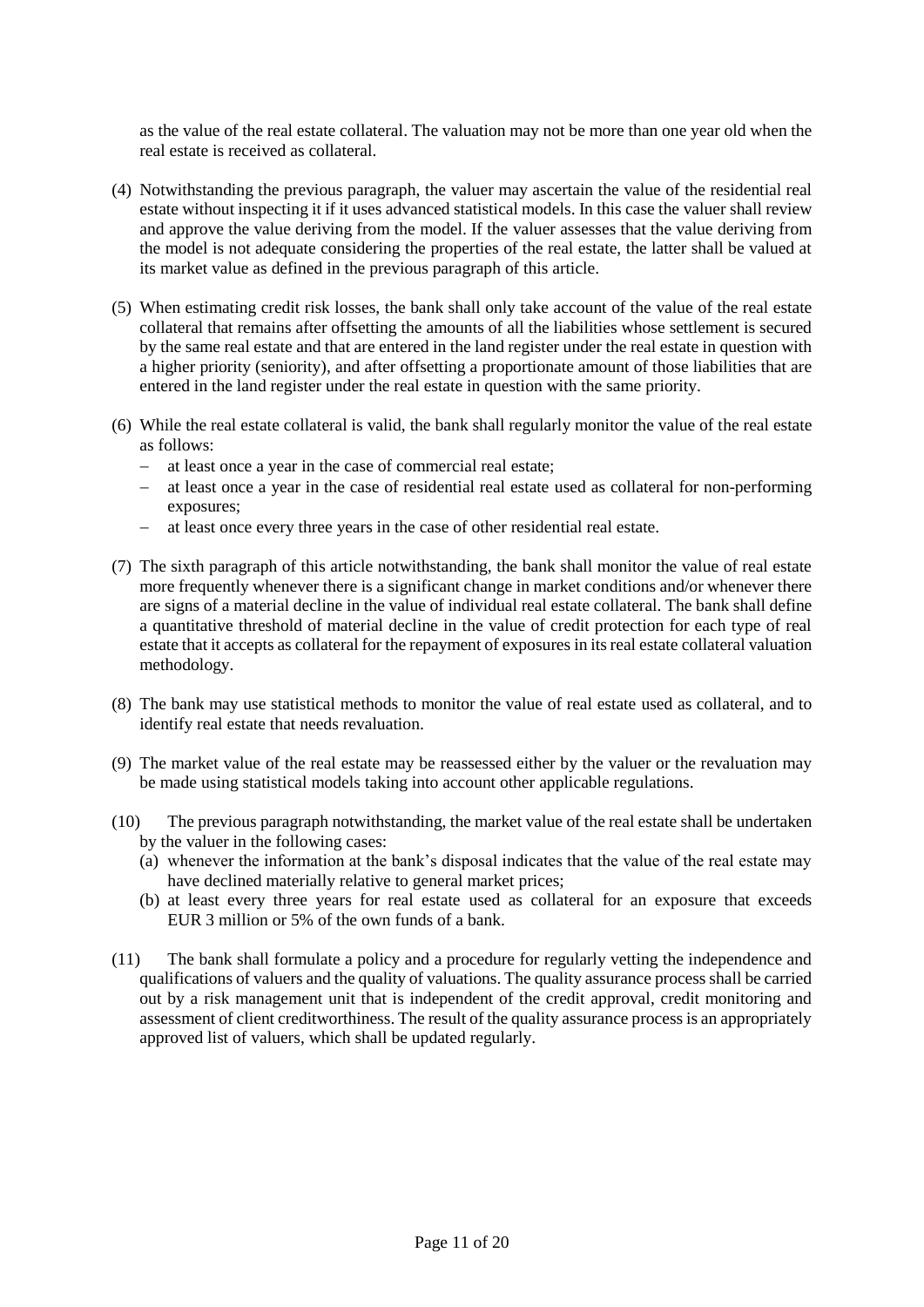as the value of the real estate collateral. The valuation may not be more than one year old when the real estate is received as collateral.

(4) Notwithstanding the previous paragraph, the valuer may ascertain the value of the residential real estate without inspecting it if it uses advanced statistical models. In this case the valuer shall review and approve the value deriving from the model. If the valuer assesses that the value deriving from the model is not adequate considering the properties of the real estate, the latter shall be valued at its market value as defined in the previous paragraph of this article.

(5) When estimating credit risk losses, the bank shall only take account of the value of the real estate collateral that remains after offsetting the amounts of all the liabilities whose settlement is secured by the same real estate and that are entered in the land register under the real estate in question with a higher priority (seniority), and after offsetting a proportionate amount of those liabilities that are entered in the land register under the real estate in question with the same priority.

(6) While the real estate collateral is valid, the bank shall regularly monitor the value of the real estate as follows:
   - at least once a year in the case of commercial real estate;
   - at least once a year in the case of residential real estate used as collateral for non-performing exposures;
   - at least once every three years in the case of other residential real estate.

(7) The sixth paragraph of this article notwithstanding, the bank shall monitor the value of real estate more frequently whenever there is a significant change in market conditions and/or whenever there are signs of a material decline in the value of individual real estate collateral. The bank shall define a quantitative threshold of material decline in the value of credit protection for each type of real estate that it accepts as collateral for the repayment of exposures in its real estate collateral valuation methodology.

(8) The bank may use statistical methods to monitor the value of real estate used as collateral, and to identify real estate that needs revaluation.

(9) The market value of the real estate may be reassessed either by the valuer or the revaluation may be made using statistical models taking into account other applicable regulations.

(10) The previous paragraph notwithstanding, the market value of the real estate shall be undertaken by the valuer in the following cases:
   (a) whenever the information at the bank's disposal indicates that the value of the real estate may have declined materially relative to general market prices;
   (b) at least every three years for real estate used as collateral for an exposure that exceeds EUR 3 million or 5% of the own funds of a bank.

(11) The bank shall formulate a policy and a procedure for regularly vetting the independence and qualifications of valuers and the quality of valuations. The quality assurance process shall be carried out by a risk management unit that is independent of the credit approval, credit monitoring and assessment of client creditworthiness. The result of the quality assurance process is an appropriately approved list of valuers, which shall be updated regularly.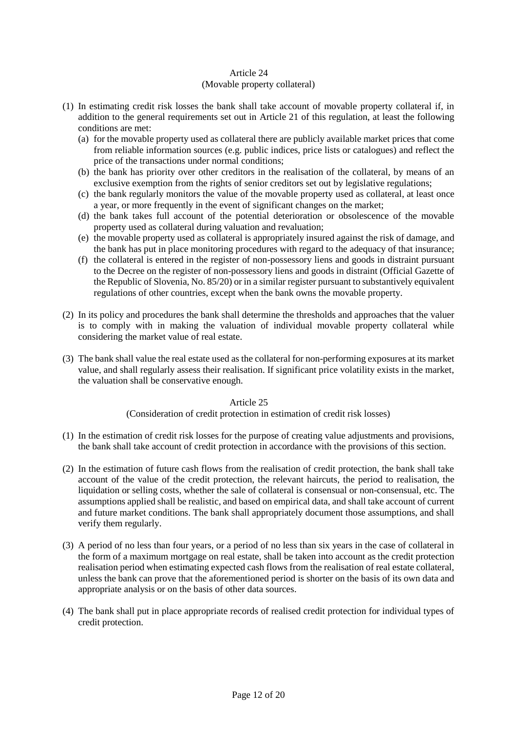## Article 24
### (Movable property collateral)

(1) In estimating credit risk losses the bank shall take account of movable property collateral if, in addition to the general requirements set out in Article 21 of this regulation, at least the following conditions are met:
   (a) for the movable property used as collateral there are publicly available market prices that come from reliable information sources (e.g. public indices, price lists or catalogues) and reflect the price of the transactions under normal conditions;
   (b) the bank has priority over other creditors in the realisation of the collateral, by means of an exclusive exemption from the rights of senior creditors set out by legislative regulations;
   (c) the bank regularly monitors the value of the movable property used as collateral, at least once a year, or more frequently in the event of significant changes on the market;
   (d) the bank takes full account of the potential deterioration or obsolescence of the movable property used as collateral during valuation and revaluation;
   (e) the movable property used as collateral is appropriately insured against the risk of damage, and the bank has put in place monitoring procedures with regard to the adequacy of that insurance;
   (f) the collateral is entered in the register of non-possessory liens and goods in distraint pursuant to the Decree on the register of non-possessory liens and goods in distraint (Official Gazette of the Republic of Slovenia, No. 85/20) or in a similar register pursuant to substantively equivalent regulations of other countries, except when the bank owns the movable property.

(2) In its policy and procedures the bank shall determine the thresholds and approaches that the valuer is to comply with in making the valuation of individual movable property collateral while considering the market value of real estate.

(3) The bank shall value the real estate used as the collateral for non-performing exposures at its market value, and shall regularly assess their realisation. If significant price volatility exists in the market, the valuation shall be conservative enough.

## Article 25
### (Consideration of credit protection in estimation of credit risk losses)

(1) In the estimation of credit risk losses for the purpose of creating value adjustments and provisions, the bank shall take account of credit protection in accordance with the provisions of this section.

(2) In the estimation of future cash flows from the realisation of credit protection, the bank shall take account of the value of the credit protection, the relevant haircuts, the period to realisation, the liquidation or selling costs, whether the sale of collateral is consensual or non-consensual, etc. The assumptions applied shall be realistic, and based on empirical data, and shall take account of current and future market conditions. The bank shall appropriately document those assumptions, and shall verify them regularly.

(3) A period of no less than four years, or a period of no less than six years in the case of collateral in the form of a maximum mortgage on real estate, shall be taken into account as the credit protection realisation period when estimating expected cash flows from the realisation of real estate collateral, unless the bank can prove that the aforementioned period is shorter on the basis of its own data and appropriate analysis or on the basis of other data sources.

(4) The bank shall put in place appropriate records of realised credit protection for individual types of credit protection.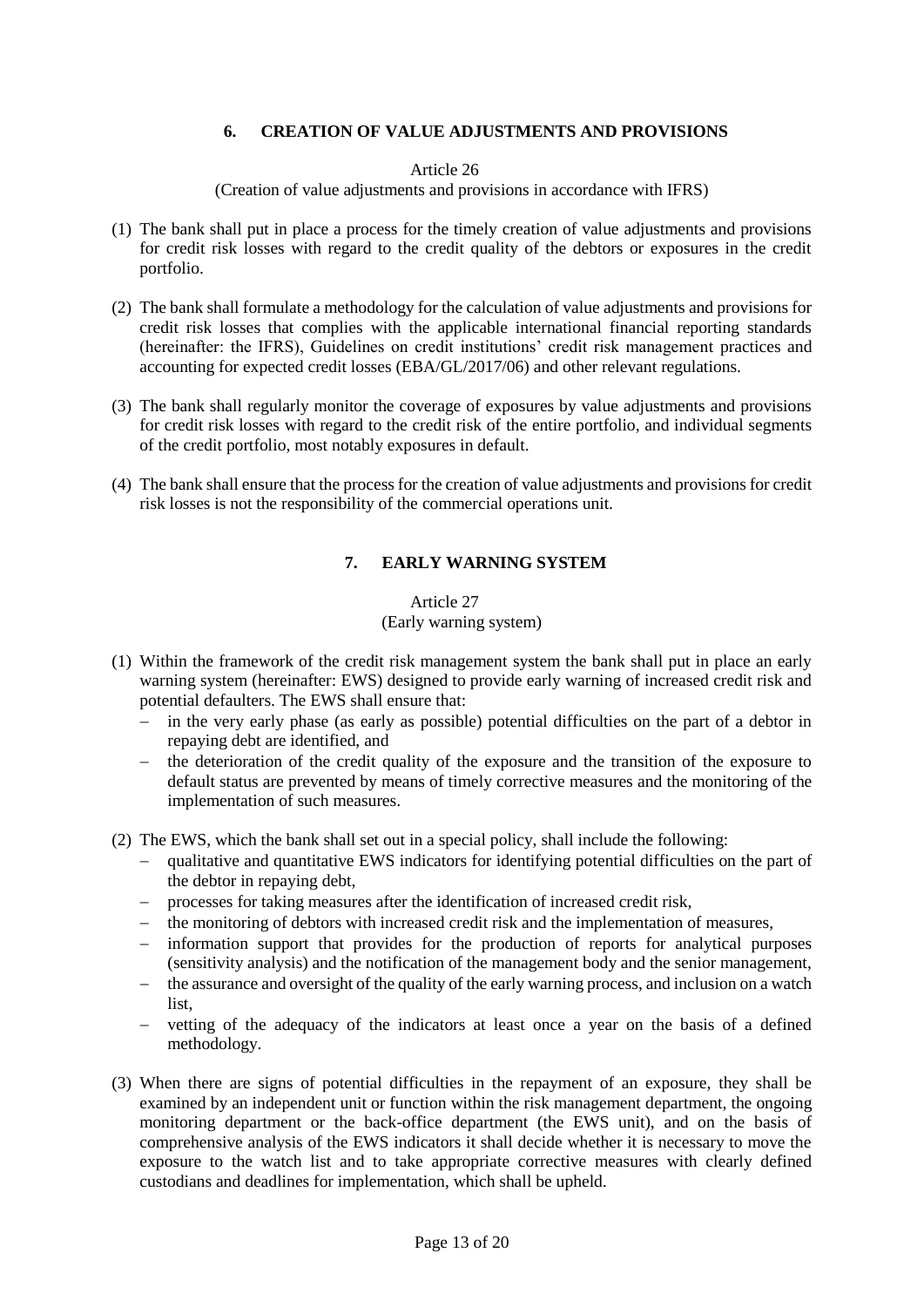## 6. CREATION OF VALUE ADJUSTMENTS AND PROVISIONS

### Article 26
(Creation of value adjustments and provisions in accordance with IFRS)

(1) The bank shall put in place a process for the timely creation of value adjustments and provisions for credit risk losses with regard to the credit quality of the debtors or exposures in the credit portfolio.

(2) The bank shall formulate a methodology for the calculation of value adjustments and provisions for credit risk losses that complies with the applicable international financial reporting standards (hereinafter: the IFRS), Guidelines on credit institutions' credit risk management practices and accounting for expected credit losses (EBA/GL/2017/06) and other relevant regulations.

(3) The bank shall regularly monitor the coverage of exposures by value adjustments and provisions for credit risk losses with regard to the credit risk of the entire portfolio, and individual segments of the credit portfolio, most notably exposures in default.

(4) The bank shall ensure that the process for the creation of value adjustments and provisions for credit risk losses is not the responsibility of the commercial operations unit.

## 7. EARLY WARNING SYSTEM

### Article 27
(Early warning system)

(1) Within the framework of the credit risk management system the bank shall put in place an early warning system (hereinafter: EWS) designed to provide early warning of increased credit risk and potential defaulters. The EWS shall ensure that:
- in the very early phase (as early as possible) potential difficulties on the part of a debtor in repaying debt are identified, and
- the deterioration of the credit quality of the exposure and the transition of the exposure to default status are prevented by means of timely corrective measures and the monitoring of the implementation of such measures.

(2) The EWS, which the bank shall set out in a special policy, shall include the following:
- qualitative and quantitative EWS indicators for identifying potential difficulties on the part of the debtor in repaying debt,
- processes for taking measures after the identification of increased credit risk,
- the monitoring of debtors with increased credit risk and the implementation of measures,
- information support that provides for the production of reports for analytical purposes (sensitivity analysis) and the notification of the management body and the senior management,
- the assurance and oversight of the quality of the early warning process, and inclusion on a watch list,
- vetting of the adequacy of the indicators at least once a year on the basis of a defined methodology.

(3) When there are signs of potential difficulties in the repayment of an exposure, they shall be examined by an independent unit or function within the risk management department, the ongoing monitoring department or the back-office department (the EWS unit), and on the basis of comprehensive analysis of the EWS indicators it shall decide whether it is necessary to move the exposure to the watch list and to take appropriate corrective measures with clearly defined custodians and deadlines for implementation, which shall be upheld.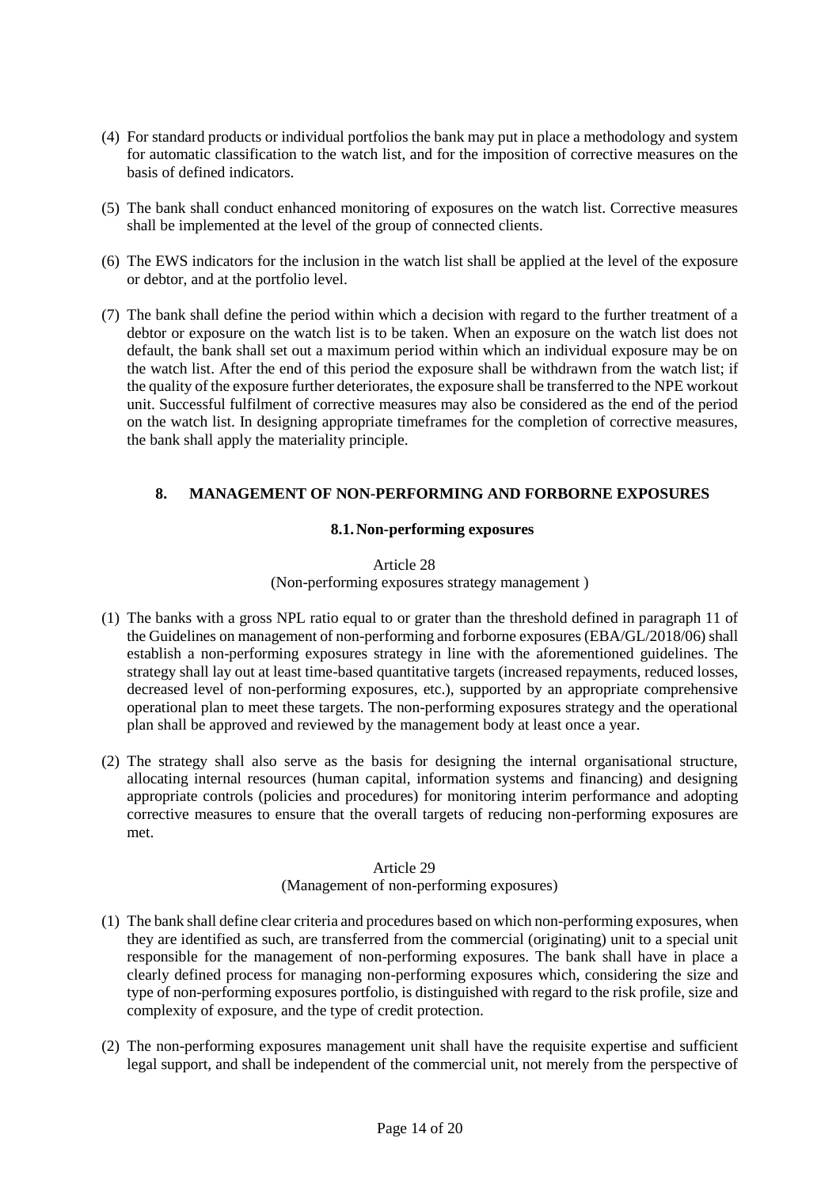(4) For standard products or individual portfolios the bank may put in place a methodology and system for automatic classification to the watch list, and for the imposition of corrective measures on the basis of defined indicators.

(5) The bank shall conduct enhanced monitoring of exposures on the watch list. Corrective measures shall be implemented at the level of the group of connected clients.

(6) The EWS indicators for the inclusion in the watch list shall be applied at the level of the exposure or debtor, and at the portfolio level.

(7) The bank shall define the period within which a decision with regard to the further treatment of a debtor or exposure on the watch list is to be taken. When an exposure on the watch list does not default, the bank shall set out a maximum period within which an individual exposure may be on the watch list. After the end of this period the exposure shall be withdrawn from the watch list; if the quality of the exposure further deteriorates, the exposure shall be transferred to the NPE workout unit. Successful fulfilment of corrective measures may also be considered as the end of the period on the watch list. In designing appropriate timeframes for the completion of corrective measures, the bank shall apply the materiality principle.

## 8. MANAGEMENT OF NON-PERFORMING AND FORBORNE EXPOSURES

### 8.1. Non-performing exposures

Article 28
(Non-performing exposures strategy management )

(1) The banks with a gross NPL ratio equal to or grater than the threshold defined in paragraph 11 of the Guidelines on management of non-performing and forborne exposures (EBA/GL/2018/06) shall establish a non-performing exposures strategy in line with the aforementioned guidelines. The strategy shall lay out at least time-based quantitative targets (increased repayments, reduced losses, decreased level of non-performing exposures, etc.), supported by an appropriate comprehensive operational plan to meet these targets. The non-performing exposures strategy and the operational plan shall be approved and reviewed by the management body at least once a year.

(2) The strategy shall also serve as the basis for designing the internal organisational structure, allocating internal resources (human capital, information systems and financing) and designing appropriate controls (policies and procedures) for monitoring interim performance and adopting corrective measures to ensure that the overall targets of reducing non-performing exposures are met.

Article 29
(Management of non-performing exposures)

(1) The bank shall define clear criteria and procedures based on which non-performing exposures, when they are identified as such, are transferred from the commercial (originating) unit to a special unit responsible for the management of non-performing exposures. The bank shall have in place a clearly defined process for managing non-performing exposures which, considering the size and type of non-performing exposures portfolio, is distinguished with regard to the risk profile, size and complexity of exposure, and the type of credit protection.

(2) The non-performing exposures management unit shall have the requisite expertise and sufficient legal support, and shall be independent of the commercial unit, not merely from the perspective of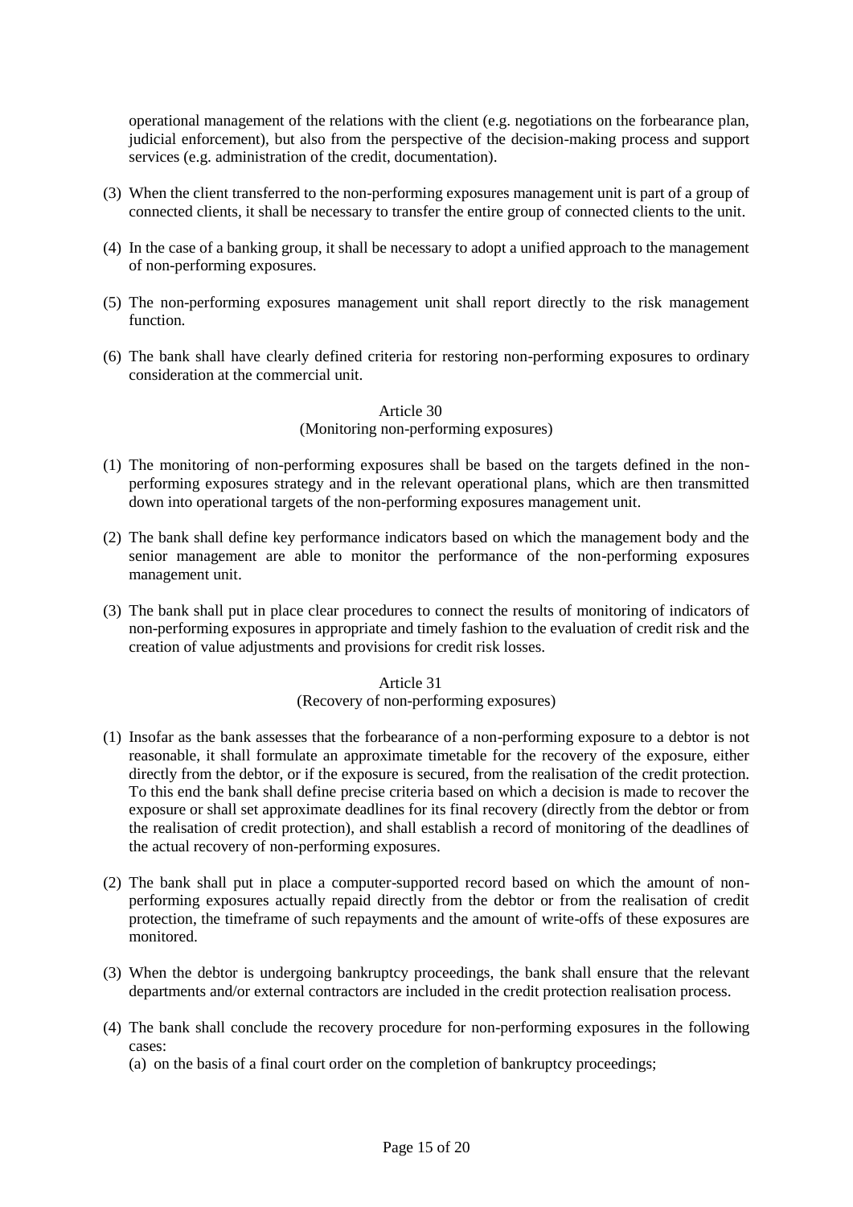operational management of the relations with the client (e.g. negotiations on the forbearance plan, judicial enforcement), but also from the perspective of the decision-making process and support services (e.g. administration of the credit, documentation).

(3) When the client transferred to the non-performing exposures management unit is part of a group of connected clients, it shall be necessary to transfer the entire group of connected clients to the unit.

(4) In the case of a banking group, it shall be necessary to adopt a unified approach to the management of non-performing exposures.

(5) The non-performing exposures management unit shall report directly to the risk management function.

(6) The bank shall have clearly defined criteria for restoring non-performing exposures to ordinary consideration at the commercial unit.

### Article 30
### (Monitoring non-performing exposures)

(1) The monitoring of non-performing exposures shall be based on the targets defined in the non-performing exposures strategy and in the relevant operational plans, which are then transmitted down into operational targets of the non-performing exposures management unit.

(2) The bank shall define key performance indicators based on which the management body and the senior management are able to monitor the performance of the non-performing exposures management unit.

(3) The bank shall put in place clear procedures to connect the results of monitoring of indicators of non-performing exposures in appropriate and timely fashion to the evaluation of credit risk and the creation of value adjustments and provisions for credit risk losses.

### Article 31
### (Recovery of non-performing exposures)

(1) Insofar as the bank assesses that the forbearance of a non-performing exposure to a debtor is not reasonable, it shall formulate an approximate timetable for the recovery of the exposure, either directly from the debtor, or if the exposure is secured, from the realisation of the credit protection. To this end the bank shall define precise criteria based on which a decision is made to recover the exposure or shall set approximate deadlines for its final recovery (directly from the debtor or from the realisation of credit protection), and shall establish a record of monitoring of the deadlines of the actual recovery of non-performing exposures.

(2) The bank shall put in place a computer-supported record based on which the amount of non-performing exposures actually repaid directly from the debtor or from the realisation of credit protection, the timeframe of such repayments and the amount of write-offs of these exposures are monitored.

(3) When the debtor is undergoing bankruptcy proceedings, the bank shall ensure that the relevant departments and/or external contractors are included in the credit protection realisation process.

(4) The bank shall conclude the recovery procedure for non-performing exposures in the following cases:
   (a) on the basis of a final court order on the completion of bankruptcy proceedings;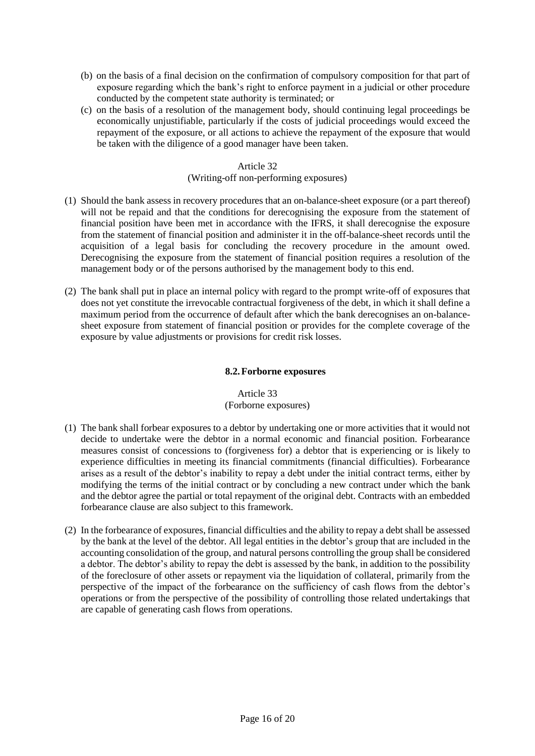(b) on the basis of a final decision on the confirmation of compulsory composition for that part of exposure regarding which the bank's right to enforce payment in a judicial or other procedure conducted by the competent state authority is terminated; or

(c) on the basis of a resolution of the management body, should continuing legal proceedings be economically unjustifiable, particularly if the costs of judicial proceedings would exceed the repayment of the exposure, or all actions to achieve the repayment of the exposure that would be taken with the diligence of a good manager have been taken.

Article 32
(Writing-off non-performing exposures)

(1) Should the bank assess in recovery procedures that an on-balance-sheet exposure (or a part thereof) will not be repaid and that the conditions for derecognising the exposure from the statement of financial position have been met in accordance with the IFRS, it shall derecognise the exposure from the statement of financial position and administer it in the off-balance-sheet records until the acquisition of a legal basis for concluding the recovery procedure in the amount owed. Derecognising the exposure from the statement of financial position requires a resolution of the management body or of the persons authorised by the management body to this end.

(2) The bank shall put in place an internal policy with regard to the prompt write-off of exposures that does not yet constitute the irrevocable contractual forgiveness of the debt, in which it shall define a maximum period from the occurrence of default after which the bank derecognises an on-balance-sheet exposure from statement of financial position or provides for the complete coverage of the exposure by value adjustments or provisions for credit risk losses.

## 8.2. Forborne exposures

Article 33
(Forborne exposures)

(1) The bank shall forbear exposures to a debtor by undertaking one or more activities that it would not decide to undertake were the debtor in a normal economic and financial position. Forbearance measures consist of concessions to (forgiveness for) a debtor that is experiencing or is likely to experience difficulties in meeting its financial commitments (financial difficulties). Forbearance arises as a result of the debtor's inability to repay a debt under the initial contract terms, either by modifying the terms of the initial contract or by concluding a new contract under which the bank and the debtor agree the partial or total repayment of the original debt. Contracts with an embedded forbearance clause are also subject to this framework.

(2) In the forbearance of exposures, financial difficulties and the ability to repay a debt shall be assessed by the bank at the level of the debtor. All legal entities in the debtor's group that are included in the accounting consolidation of the group, and natural persons controlling the group shall be considered a debtor. The debtor's ability to repay the debt is assessed by the bank, in addition to the possibility of the foreclosure of other assets or repayment via the liquidation of collateral, primarily from the perspective of the impact of the forbearance on the sufficiency of cash flows from the debtor's operations or from the perspective of the possibility of controlling those related undertakings that are capable of generating cash flows from operations.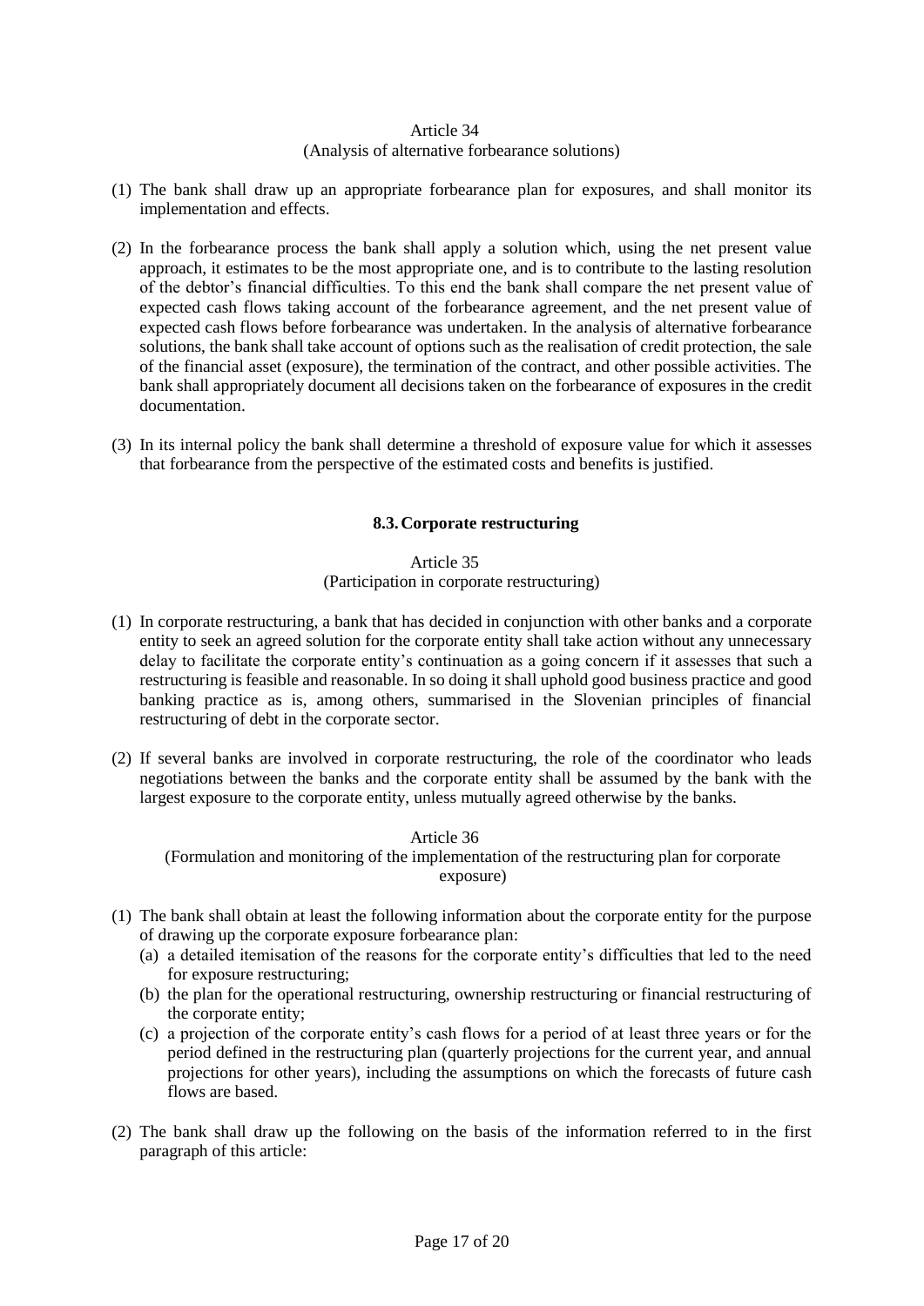Article 34
(Analysis of alternative forbearance solutions)

(1) The bank shall draw up an appropriate forbearance plan for exposures, and shall monitor its implementation and effects.

(2) In the forbearance process the bank shall apply a solution which, using the net present value approach, it estimates to be the most appropriate one, and is to contribute to the lasting resolution of the debtor's financial difficulties. To this end the bank shall compare the net present value of expected cash flows taking account of the forbearance agreement, and the net present value of expected cash flows before forbearance was undertaken. In the analysis of alternative forbearance solutions, the bank shall take account of options such as the realisation of credit protection, the sale of the financial asset (exposure), the termination of the contract, and other possible activities. The bank shall appropriately document all decisions taken on the forbearance of exposures in the credit documentation.

(3) In its internal policy the bank shall determine a threshold of exposure value for which it assesses that forbearance from the perspective of the estimated costs and benefits is justified.

### 8.3. Corporate restructuring

Article 35
(Participation in corporate restructuring)

(1) In corporate restructuring, a bank that has decided in conjunction with other banks and a corporate entity to seek an agreed solution for the corporate entity shall take action without any unnecessary delay to facilitate the corporate entity's continuation as a going concern if it assesses that such a restructuring is feasible and reasonable. In so doing it shall uphold good business practice and good banking practice as is, among others, summarised in the Slovenian principles of financial restructuring of debt in the corporate sector.

(2) If several banks are involved in corporate restructuring, the role of the coordinator who leads negotiations between the banks and the corporate entity shall be assumed by the bank with the largest exposure to the corporate entity, unless mutually agreed otherwise by the banks.

Article 36
(Formulation and monitoring of the implementation of the restructuring plan for corporate exposure)

(1) The bank shall obtain at least the following information about the corporate entity for the purpose of drawing up the corporate exposure forbearance plan:
   (a) a detailed itemisation of the reasons for the corporate entity's difficulties that led to the need for exposure restructuring;
   (b) the plan for the operational restructuring, ownership restructuring or financial restructuring of the corporate entity;
   (c) a projection of the corporate entity's cash flows for a period of at least three years or for the period defined in the restructuring plan (quarterly projections for the current year, and annual projections for other years), including the assumptions on which the forecasts of future cash flows are based.

(2) The bank shall draw up the following on the basis of the information referred to in the first paragraph of this article: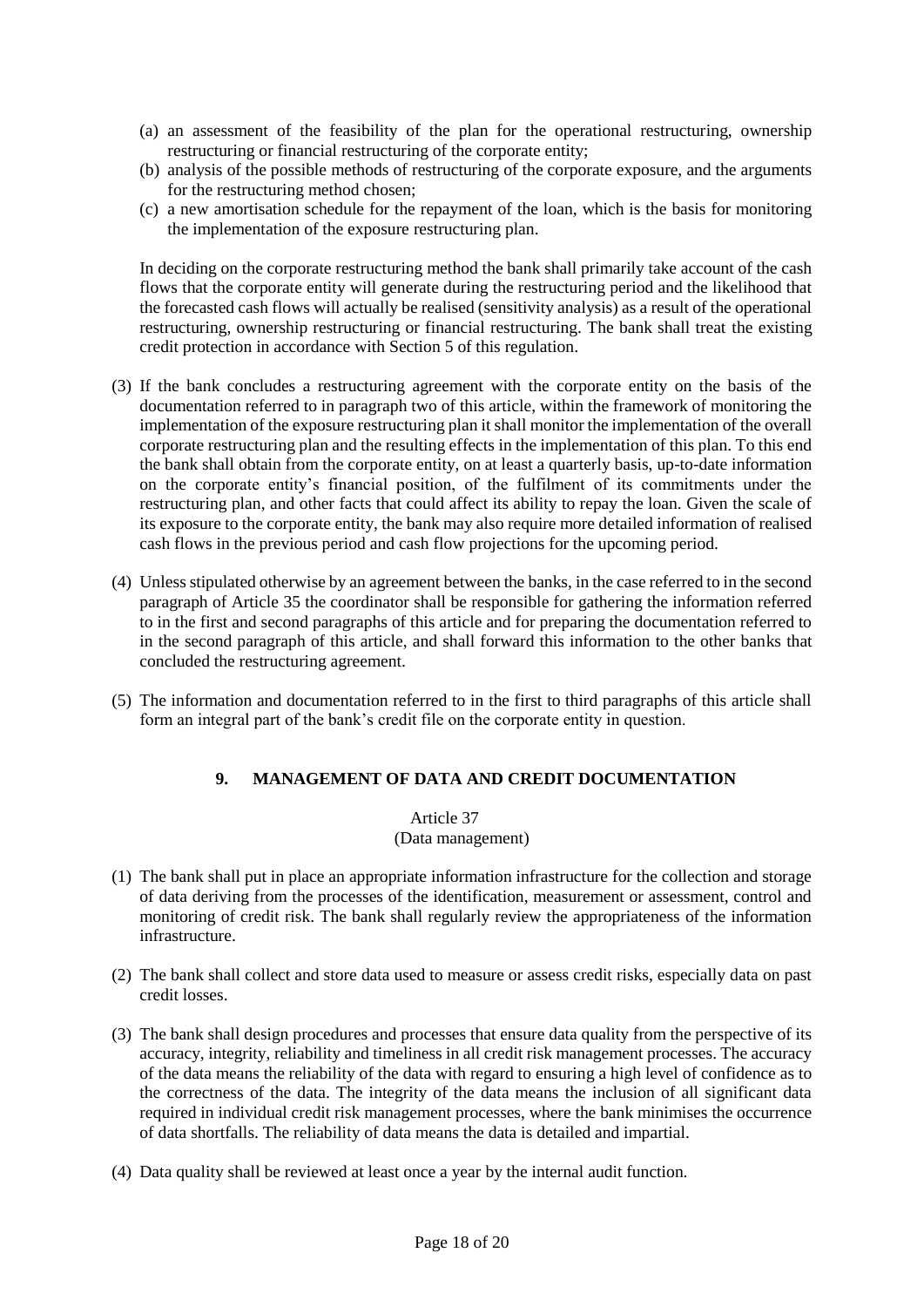(a) an assessment of the feasibility of the plan for the operational restructuring, ownership restructuring or financial restructuring of the corporate entity;
(b) analysis of the possible methods of restructuring of the corporate exposure, and the arguments for the restructuring method chosen;
(c) a new amortisation schedule for the repayment of the loan, which is the basis for monitoring the implementation of the exposure restructuring plan.

In deciding on the corporate restructuring method the bank shall primarily take account of the cash flows that the corporate entity will generate during the restructuring period and the likelihood that the forecasted cash flows will actually be realised (sensitivity analysis) as a result of the operational restructuring, ownership restructuring or financial restructuring. The bank shall treat the existing credit protection in accordance with Section 5 of this regulation.

(3) If the bank concludes a restructuring agreement with the corporate entity on the basis of the documentation referred to in paragraph two of this article, within the framework of monitoring the implementation of the exposure restructuring plan it shall monitor the implementation of the overall corporate restructuring plan and the resulting effects in the implementation of this plan. To this end the bank shall obtain from the corporate entity, on at least a quarterly basis, up-to-date information on the corporate entity's financial position, of the fulfilment of its commitments under the restructuring plan, and other facts that could affect its ability to repay the loan. Given the scale of its exposure to the corporate entity, the bank may also require more detailed information of realised cash flows in the previous period and cash flow projections for the upcoming period.

(4) Unless stipulated otherwise by an agreement between the banks, in the case referred to in the second paragraph of Article 35 the coordinator shall be responsible for gathering the information referred to in the first and second paragraphs of this article and for preparing the documentation referred to in the second paragraph of this article, and shall forward this information to the other banks that concluded the restructuring agreement.

(5) The information and documentation referred to in the first to third paragraphs of this article shall form an integral part of the bank's credit file on the corporate entity in question.

## 9. MANAGEMENT OF DATA AND CREDIT DOCUMENTATION

### Article 37
(Data management)

(1) The bank shall put in place an appropriate information infrastructure for the collection and storage of data deriving from the processes of the identification, measurement or assessment, control and monitoring of credit risk. The bank shall regularly review the appropriateness of the information infrastructure.

(2) The bank shall collect and store data used to measure or assess credit risks, especially data on past credit losses.

(3) The bank shall design procedures and processes that ensure data quality from the perspective of its accuracy, integrity, reliability and timeliness in all credit risk management processes. The accuracy of the data means the reliability of the data with regard to ensuring a high level of confidence as to the correctness of the data. The integrity of the data means the inclusion of all significant data required in individual credit risk management processes, where the bank minimises the occurrence of data shortfalls. The reliability of data means the data is detailed and impartial.

(4) Data quality shall be reviewed at least once a year by the internal audit function.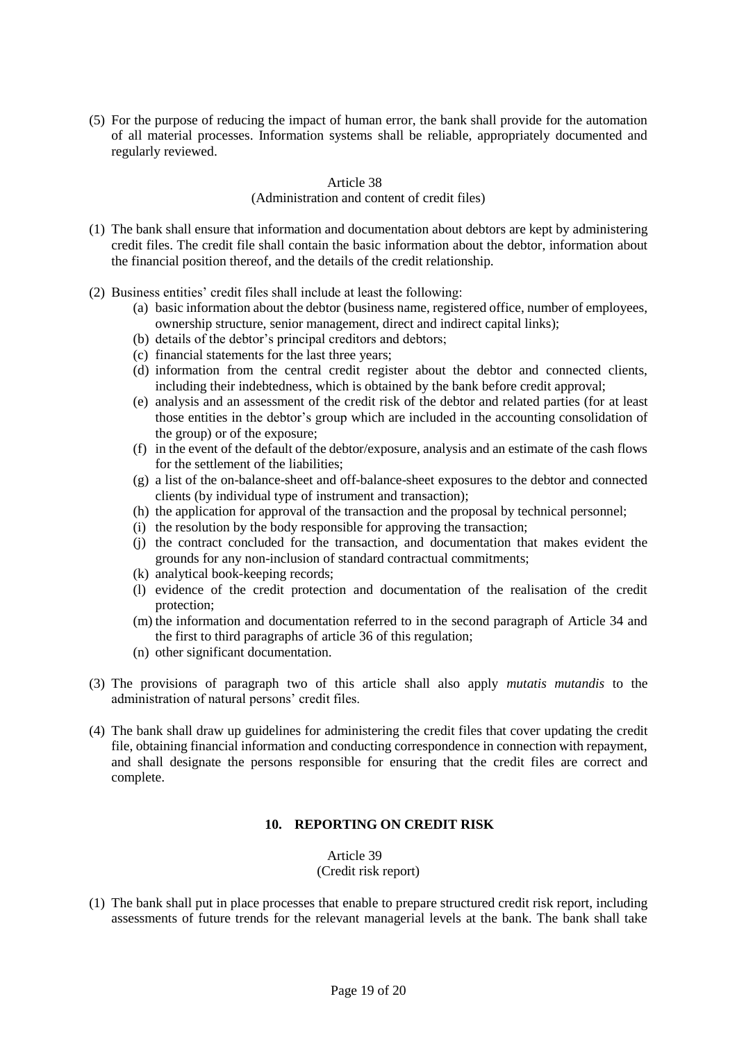(5) For the purpose of reducing the impact of human error, the bank shall provide for the automation of all material processes. Information systems shall be reliable, appropriately documented and regularly reviewed.

Article 38
(Administration and content of credit files)

(1) The bank shall ensure that information and documentation about debtors are kept by administering credit files. The credit file shall contain the basic information about the debtor, information about the financial position thereof, and the details of the credit relationship.

(2) Business entities' credit files shall include at least the following:
   (a) basic information about the debtor (business name, registered office, number of employees, ownership structure, senior management, direct and indirect capital links);
   (b) details of the debtor's principal creditors and debtors;
   (c) financial statements for the last three years;
   (d) information from the central credit register about the debtor and connected clients, including their indebtedness, which is obtained by the bank before credit approval;
   (e) analysis and an assessment of the credit risk of the debtor and related parties (for at least those entities in the debtor's group which are included in the accounting consolidation of the group) or of the exposure;
   (f) in the event of the default of the debtor/exposure, analysis and an estimate of the cash flows for the settlement of the liabilities;
   (g) a list of the on-balance-sheet and off-balance-sheet exposures to the debtor and connected clients (by individual type of instrument and transaction);
   (h) the application for approval of the transaction and the proposal by technical personnel;
   (i) the resolution by the body responsible for approving the transaction;
   (j) the contract concluded for the transaction, and documentation that makes evident the grounds for any non-inclusion of standard contractual commitments;
   (k) analytical book-keeping records;
   (l) evidence of the credit protection and documentation of the realisation of the credit protection;
   (m) the information and documentation referred to in the second paragraph of Article 34 and the first to third paragraphs of article 36 of this regulation;
   (n) other significant documentation.

(3) The provisions of paragraph two of this article shall also apply *mutatis mutandis* to the administration of natural persons' credit files.

(4) The bank shall draw up guidelines for administering the credit files that cover updating the credit file, obtaining financial information and conducting correspondence in connection with repayment, and shall designate the persons responsible for ensuring that the credit files are correct and complete.

## 10. REPORTING ON CREDIT RISK

Article 39
(Credit risk report)

(1) The bank shall put in place processes that enable to prepare structured credit risk report, including assessments of future trends for the relevant managerial levels at the bank. The bank shall take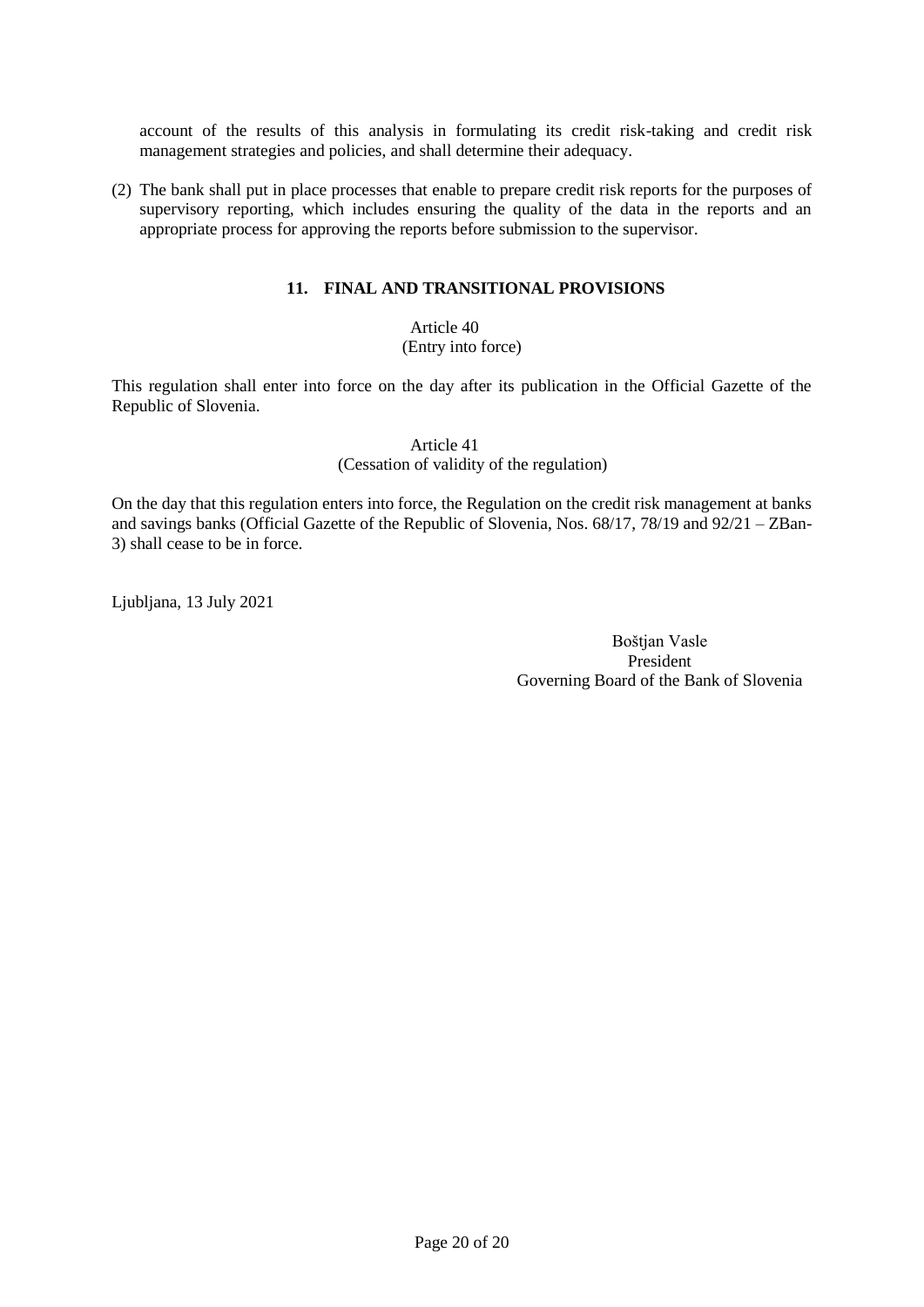account of the results of this analysis in formulating its credit risk-taking and credit risk management strategies and policies, and shall determine their adequacy.

(2) The bank shall put in place processes that enable to prepare credit risk reports for the purposes of supervisory reporting, which includes ensuring the quality of the data in the reports and an appropriate process for approving the reports before submission to the supervisor.

## 11. FINAL AND TRANSITIONAL PROVISIONS

Article 40
(Entry into force)

This regulation shall enter into force on the day after its publication in the Official Gazette of the Republic of Slovenia.

Article 41
(Cessation of validity of the regulation)

On the day that this regulation enters into force, the Regulation on the credit risk management at banks and savings banks (Official Gazette of the Republic of Slovenia, Nos. 68/17, 78/19 and 92/21 – ZBan-3) shall cease to be in force.

Ljubljana, 13 July 2021

Boštjan Vasle
President
Governing Board of the Bank of Slovenia